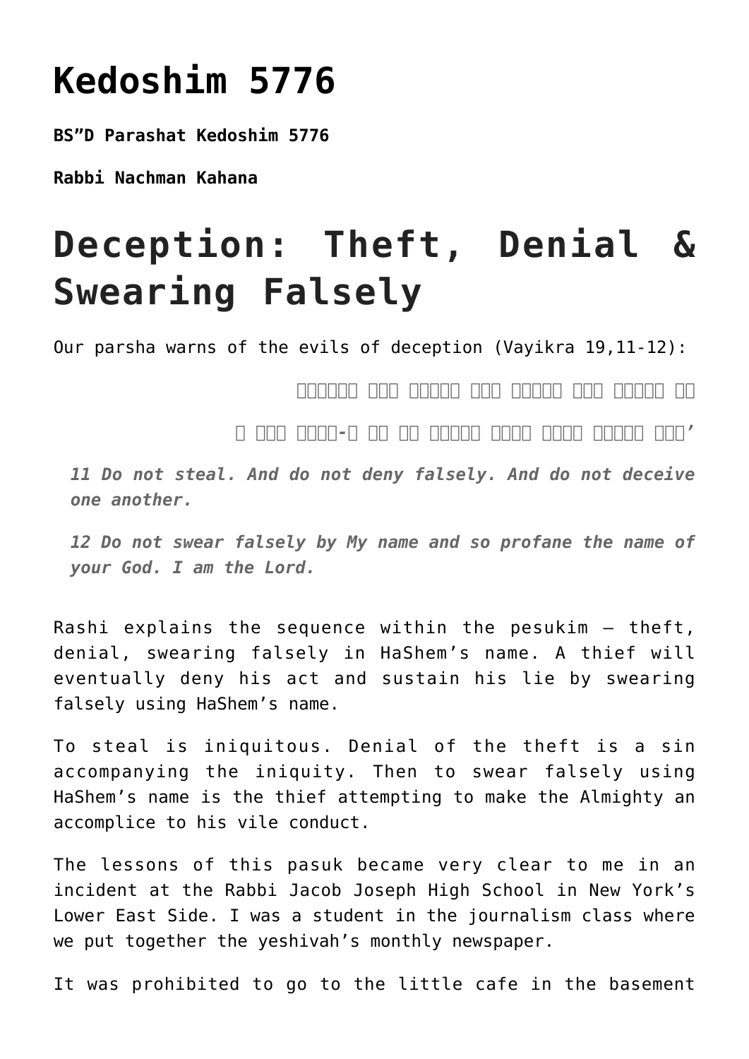# Kedoshim 5776

**BS"D Parashat Kedoshim 5776**

**Rabbi Nachman Kahana**

# Deception: Theft, Denial & Swearing Falsely

Our parsha warns of the evils of deception (Vayikra 19,11-12):

□□□□□□ □□□ □□□□□ □□□ □□□□□ □□□ □□□□□ □□

□ □□□ □□□□-□ □□ □□ □□□□□ □□□□ □□□□ □□□□□ □□□'

*11 Do not steal. And do not deny falsely. And do not deceive one another.*

*12 Do not swear falsely by My name and so profane the name of your God. I am the Lord.*

Rashi explains the sequence within the pesukim – theft, denial, swearing falsely in HaShem's name. A thief will eventually deny his act and sustain his lie by swearing falsely using HaShem's name.

To steal is iniquitous. Denial of the theft is a sin accompanying the iniquity. Then to swear falsely using HaShem's name is the thief attempting to make the Almighty an accomplice to his vile conduct.

The lessons of this pasuk became very clear to me in an incident at the Rabbi Jacob Joseph High School in New York's Lower East Side. I was a student in the journalism class where we put together the yeshivah's monthly newspaper.

It was prohibited to go to the little cafe in the basement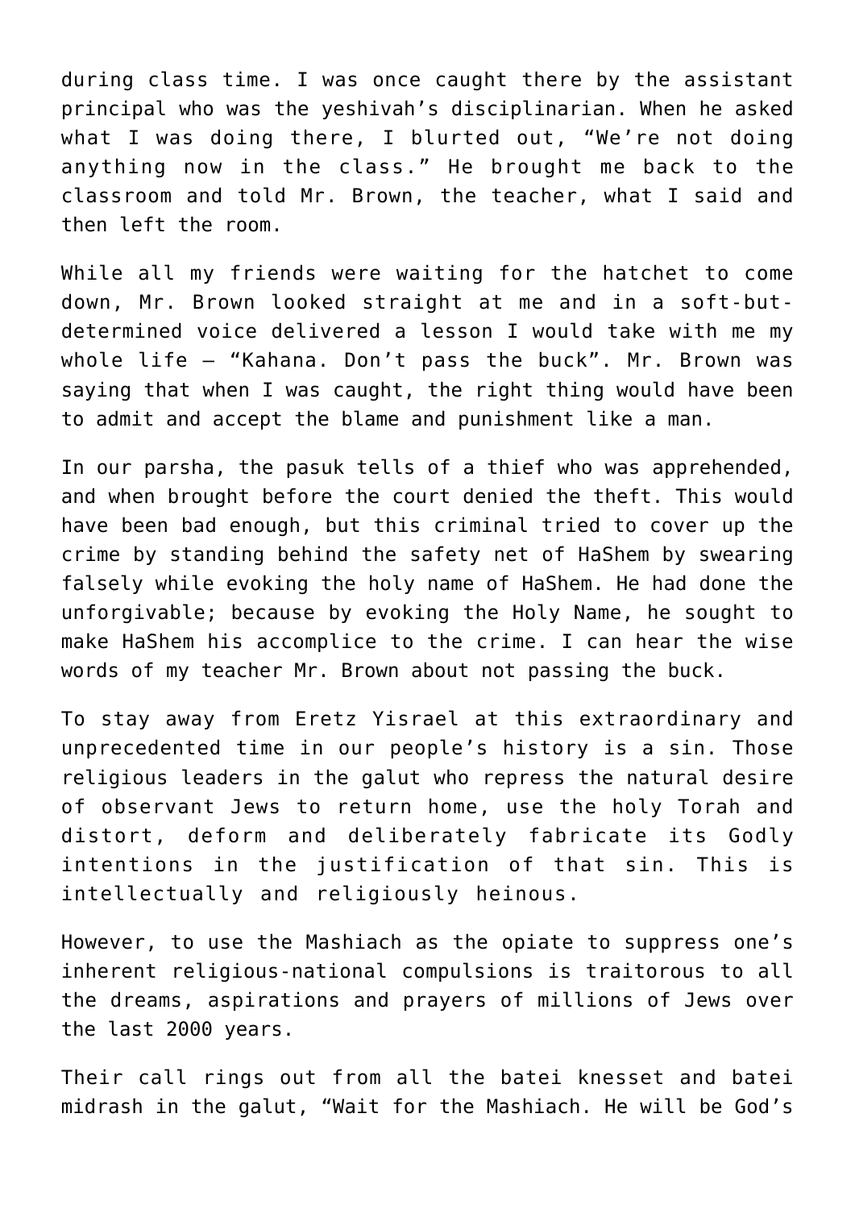during class time. I was once caught there by the assistant principal who was the yeshivah's disciplinarian. When he asked what I was doing there, I blurted out, "We're not doing anything now in the class." He brought me back to the classroom and told Mr. Brown, the teacher, what I said and then left the room.

While all my friends were waiting for the hatchet to come down, Mr. Brown looked straight at me and in a soft-but-determined voice delivered a lesson I would take with me my whole life – "Kahana. Don't pass the buck". Mr. Brown was saying that when I was caught, the right thing would have been to admit and accept the blame and punishment like a man.

In our parsha, the pasuk tells of a thief who was apprehended, and when brought before the court denied the theft. This would have been bad enough, but this criminal tried to cover up the crime by standing behind the safety net of HaShem by swearing falsely while evoking the holy name of HaShem. He had done the unforgivable; because by evoking the Holy Name, he sought to make HaShem his accomplice to the crime. I can hear the wise words of my teacher Mr. Brown about not passing the buck.

To stay away from Eretz Yisrael at this extraordinary and unprecedented time in our people's history is a sin. Those religious leaders in the galut who repress the natural desire of observant Jews to return home, use the holy Torah and distort, deform and deliberately fabricate its Godly intentions in the justification of that sin. This is intellectually and religiously heinous.

However, to use the Mashiach as the opiate to suppress one's inherent religious-national compulsions is traitorous to all the dreams, aspirations and prayers of millions of Jews over the last 2000 years.

Their call rings out from all the batei knesset and batei midrash in the galut, "Wait for the Mashiach. He will be God's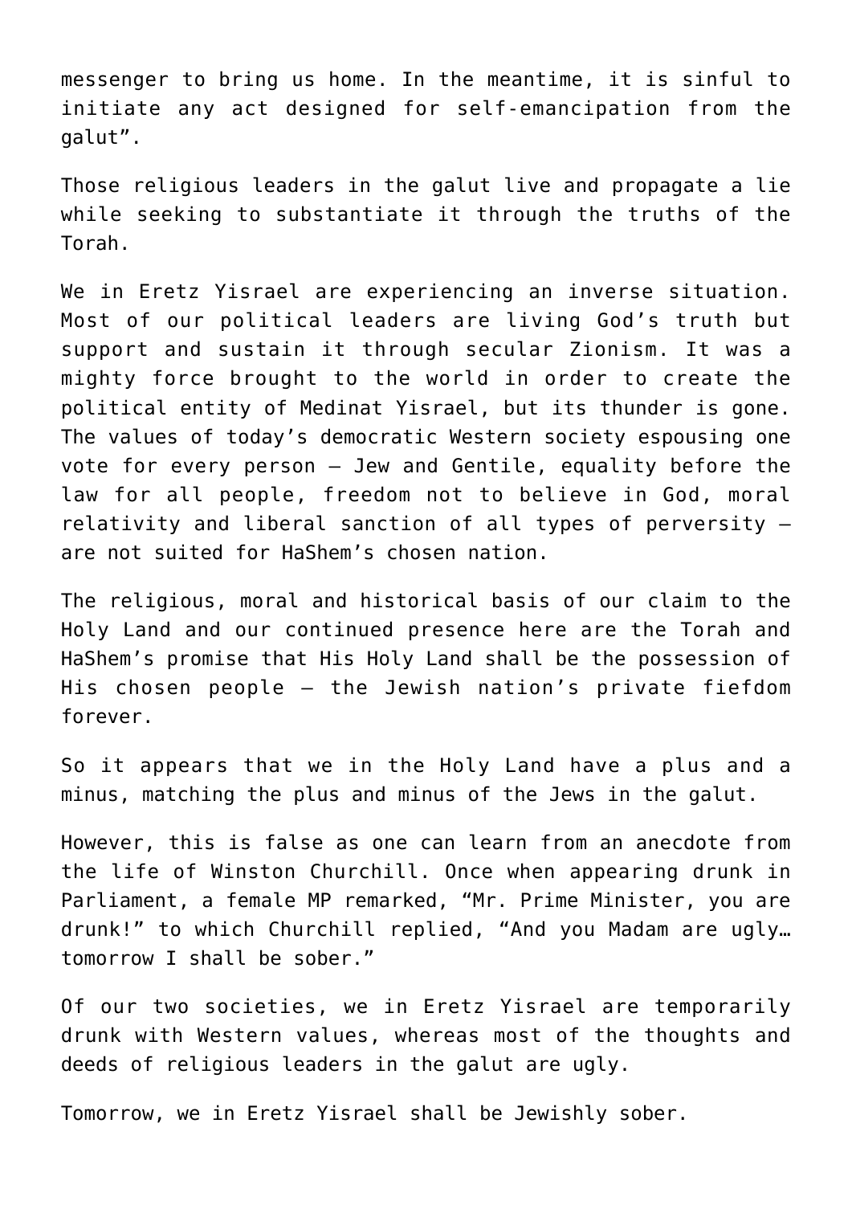messenger to bring us home. In the meantime, it is sinful to initiate any act designed for self-emancipation from the galut".

Those religious leaders in the galut live and propagate a lie while seeking to substantiate it through the truths of the Torah.

We in Eretz Yisrael are experiencing an inverse situation. Most of our political leaders are living God's truth but support and sustain it through secular Zionism. It was a mighty force brought to the world in order to create the political entity of Medinat Yisrael, but its thunder is gone. The values of today's democratic Western society espousing one vote for every person – Jew and Gentile, equality before the law for all people, freedom not to believe in God, moral relativity and liberal sanction of all types of perversity – are not suited for HaShem's chosen nation.

The religious, moral and historical basis of our claim to the Holy Land and our continued presence here are the Torah and HaShem's promise that His Holy Land shall be the possession of His chosen people – the Jewish nation's private fiefdom forever.

So it appears that we in the Holy Land have a plus and a minus, matching the plus and minus of the Jews in the galut.

However, this is false as one can learn from an anecdote from the life of Winston Churchill. Once when appearing drunk in Parliament, a female MP remarked, "Mr. Prime Minister, you are drunk!" to which Churchill replied, "And you Madam are ugly… tomorrow I shall be sober."

Of our two societies, we in Eretz Yisrael are temporarily drunk with Western values, whereas most of the thoughts and deeds of religious leaders in the galut are ugly.

Tomorrow, we in Eretz Yisrael shall be Jewishly sober.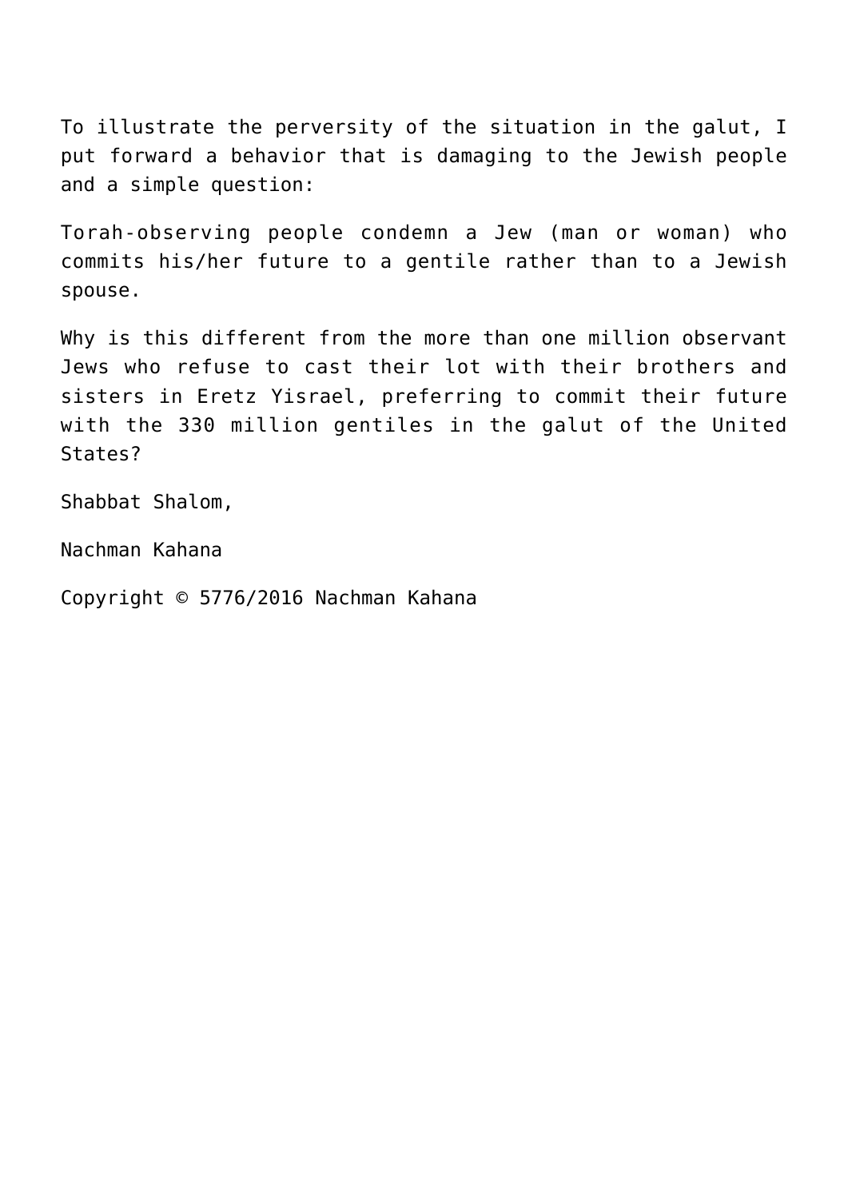To illustrate the perversity of the situation in the galut, I put forward a behavior that is damaging to the Jewish people and a simple question:

Torah-observing people condemn a Jew (man or woman) who commits his/her future to a gentile rather than to a Jewish spouse.

Why is this different from the more than one million observant Jews who refuse to cast their lot with their brothers and sisters in Eretz Yisrael, preferring to commit their future with the 330 million gentiles in the galut of the United States?

Shabbat Shalom,

Nachman Kahana

Copyright © 5776/2016 Nachman Kahana